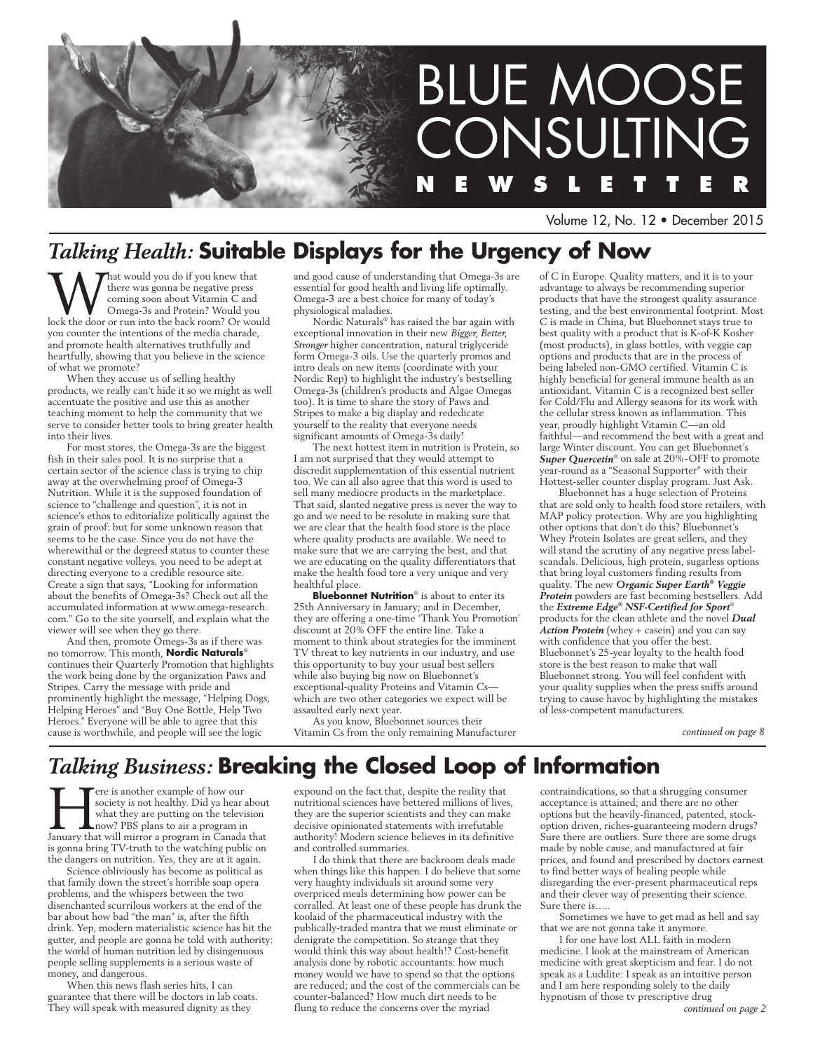# BLUE MOOSE CONSULTING NEWSLETTER

Volume 12, No. 12 • December 2015

## *Talking Health:* Suitable Displays for the Urgency of Now

What would you do if you knew that there was gonna be negative press coming soon about Vitamin C and Omega-3s and Protein? Would you lock the door or run into the back room? Or would you counter the intentions of the media charade, and promote health alternatives truthfully and heartfully, showing that you believe in the science of what we promote?

When they accuse us of selling healthy products, we really can't hide it so we might as well accentuate the positive and use this as another teaching moment to help the community that we serve to consider better tools to bring greater health into their lives.

For most stores, the Omega-3s are the biggest fish in their sales pool. It is no surprise that a certain sector of the science class is trying to chip away at the overwhelming proof of Omega-3 Nutrition. While it is the supposed foundation of science to "challenge and question", it is not in science's ethos to editorialize politically against the grain of proof: but for some unknown reason that seems to be the case. Since you do not have the wherewithal or the degreed status to counter these constant negative volleys, you need to be adept at directing everyone to a credible resource site. Create a sign that says, "Looking for information about the benefits of Omega-3s? Check out all the accumulated information at www.omega-research.com." Go to the site yourself, and explain what the viewer will see when they go there.

And then, promote Omegs-3s as if there was no tomorrow. This month, **Nordic Naturals**® continues their Quarterly Promotion that highlights the work being done by the organization Paws and Stripes. Carry the message with pride and prominently highlight the message, "Helping Dogs, Helping Heroes" and "Buy One Bottle, Help Two Heroes." Everyone will be able to agree that this cause is worthwhile, and people will see the logic and good cause of understanding that Omega-3s are essential for good health and living life optimally. Omega-3 are a best choice for many of today's physiological maladies.

Nordic Naturals® has raised the bar again with exceptional innovation in their new *Bigger, Better, Stronger* higher concentration, natural triglyceride form Omega-3 oils. Use the quarterly promos and intro deals on new items (coordinate with your Nordic Rep) to highlight the industry's bestselling Omega-3s (children's products and Algae Omegas too). It is time to share the story of Paws and Stripes to make a big display and rededicate yourself to the reality that everyone needs significant amounts of Omega-3s daily!

The next hottest item in nutrition is Protein, so I am not surprised that they would attempt to discredit supplementation of this essential nutrient too. We can all also agree that this word is used to sell many mediocre products in the marketplace. That said, slanted negative press is never the way to go and we need to be resolute in making sure that we are clear that the health food store is the place where quality products are available. We need to make sure that we are carrying the best, and that we are educating on the quality differentiators that make the health food tore a very unique and very healthful place.

**Bluebonnet Nutrition**® is about to enter its 25th Anniversary in January; and in December, they are offering a one-time 'Thank You Promotion' discount at 20% OFF the entire line. Take a moment to think about strategies for the imminent TV threat to key nutrients in our industry, and use this opportunity to buy your usual best sellers while also buying big now on Bluebonnet's exceptional-quality Proteins and Vitamin Cs—which are two other categories we expect will be assaulted early next year.

As you know, Bluebonnet sources their Vitamin Cs from the only remaining Manufacturer of C in Europe. Quality matters, and it is to your advantage to always be recommending superior products that have the strongest quality assurance testing, and the best environmental footprint. Most C is made in China, but Bluebonnet stays true to best quality with a product that is K-of-K Kosher (most products), in glass bottles, with veggie cap options and products that are in the process of being labeled non-GMO certified. Vitamin C is highly beneficial for general immune health as an antioxidant. Vitamin C is a recognized best seller for Cold/Flu and Allergy seasons for its work with the cellular stress known as inflammation. This year, proudly highlight Vitamin C—an old faithful—and recommend the best with a great and large Winter discount. You can get Bluebonnet's ***Super Quercetin***® on sale at 20%-OFF to promote year-round as a "Seasonal Supporter" with their Hottest-seller counter display program. Just Ask.

Bluebonnet has a huge selection of Proteins that are sold only to health food store retailers, with MAP policy protection. Why are you highlighting other options that don't do this? Bluebonnet's Whey Protein Isolates are great sellers, and they will stand the scrutiny of any negative press label-scandals. Delicious, high protein, sugarless options that bring loyal customers finding results from quality. The new ***Organic Super Earth® Veggie Protein*** powders are fast becoming bestsellers. Add the ***Extreme Edge® NSF-Certified for Sport***® products for the clean athlete and the novel ***Dual Action Protein*** (whey + casein) and you can say with confidence that you offer the best. Bluebonnet's 25-year loyalty to the health food store is the best reason to make that wall Bluebonnet strong. You will feel confident with your quality supplies when the press sniffs around trying to cause havoc by highlighting the mistakes of less-competent manufacturers.

*continued on page 8*

## *Talking Business:* Breaking the Closed Loop of Information

Here is another example of how our society is not healthy. Did ya hear about what they are putting on the television now? PBS plans to air a program in January that will mirror a program in Canada that is gonna bring TV-truth to the watching public on the dangers on nutrition. Yes, they are at it again.

Science obliviously has become as political as that family down the street's horrible soap opera problems, and the whispers between the two disenchanted scurrilous workers at the end of the bar about how bad "the man" is, after the fifth drink. Yep, modern materialistic science has hit the gutter, and people are gonna be told with authority: the world of human nutrition led by disingenuous people selling supplements is a serious waste of money, and dangerous.

When this news flash series hits, I can guarantee that there will be doctors in lab coats. They will speak with measured dignity as they expound on the fact that, despite the reality that nutritional sciences have bettered millions of lives, they are the superior scientists and they can make decisive opinionated statements with irrefutable authority! Modern science believes in its definitive and controlled summaries.

I do think that there are backroom deals made when things like this happen. I do believe that some very haughty individuals sit around some very overpriced meals determining how power can be corralled. At least one of these people has drunk the koolaid of the pharmaceutical industry with the publically-traded mantra that we must eliminate or denigrate the competition. So strange that they would think this way about health!? Cost-benefit analysis done by robotic accountants: how much money would we have to spend so that the options are reduced; and the cost of the commercials can be counter-balanced? How much dirt needs to be flung to reduce the concerns over the myriad contraindications, so that a shrugging consumer acceptance is attained; and there are no other options but the heavily-financed, patented, stock-option driven, riches-guaranteeing modern drugs? Sure there are outliers. Sure there are some drugs made by noble cause, and manufactured at fair prices, and found and prescribed by doctors earnest to find better ways of healing people while disregarding the ever-present pharmaceutical reps and their clever way of presenting their science. Sure there is…..

Sometimes we have to get mad as hell and say that we are not gonna take it anymore.

I for one have lost ALL faith in modern medicine. I look at the mainstream of American medicine with great skepticism and fear. I do not speak as a Luddite: I speak as an intuitive person and I am here responding solely to the daily hypnotism of those tv prescriptive drug

*continued on page 2*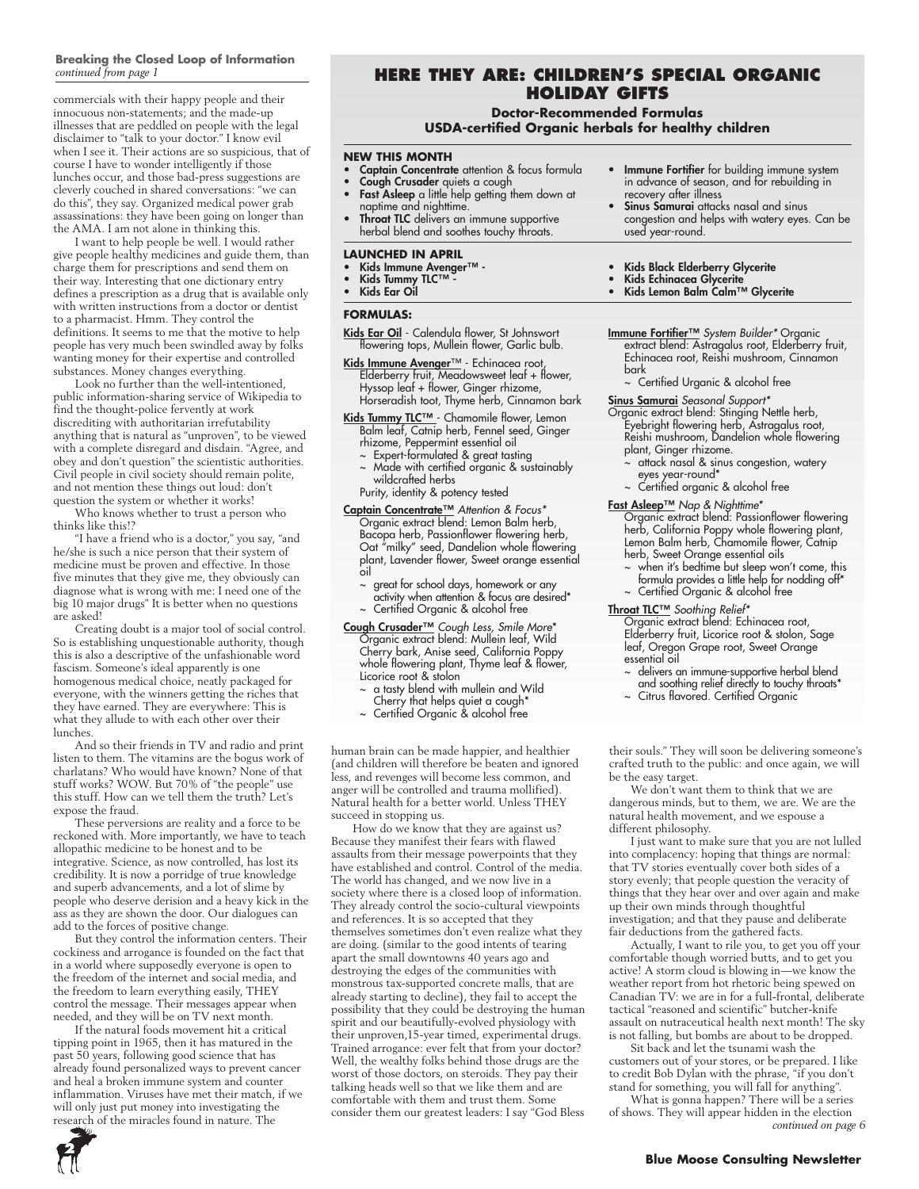**Breaking the Closed Loop of Information**
*continued from page 1*

commercials with their happy people and their innocuous non-statements; and the made-up illnesses that are peddled on people with the legal disclaimer to "talk to your doctor." I know evil when I see it. Their actions are so suspicious, that of course I have to wonder intelligently if those lunches occur, and those bad-press suggestions are cleverly couched in shared conversations: "we can do this", they say. Organized medical power grab assassinations: they have been going on longer than the AMA. I am not alone in thinking this.

I want to help people be well. I would rather give people healthy medicines and guide them, than charge them for prescriptions and send them on their way. Interesting that one dictionary entry defines a prescription as a drug that is available only with written instructions from a doctor or dentist to a pharmacist. Hmm. They control the definitions. It seems to me that the motive to help people has very much been swindled away by folks wanting money for their expertise and controlled substances. Money changes everything.

Look no further than the well-intentioned, public information-sharing service of Wikipedia to find the thought-police fervently at work discrediting with authoritarian irrefutability anything that is natural as "unproven", to be viewed with a complete disregard and disdain. "Agree, and obey and don't question" the scientistic authorities. Civil people in civil society should remain polite, and not mention these things out loud: don't question the system or whether it works!

Who knows whether to trust a person who thinks like this!?

"I have a friend who is a doctor," you say, "and he/she is such a nice person that their system of medicine must be proven and effective. In those five minutes that they give me, they obviously can diagnose what is wrong with me: I need one of the big 10 major drugs" It is better when no questions are asked!

Creating doubt is a major tool of social control. So is establishing unquestionable authority, though this is also a descriptive of the unfashionable word fascism. Someone's ideal apparently is one homogenous medical choice, neatly packaged for everyone, with the winners getting the riches that they have earned. They are everywhere: This is what they allude to with each other over their lunches.

And so their friends in TV and radio and print listen to them. The vitamins are the bogus work of charlatans? Who would have known? None of that stuff works? WOW. But 70% of "the people" use this stuff. How can we tell them the truth? Let's expose the fraud.

These perversions are reality and a force to be reckoned with. More importantly, we have to teach allopathic medicine to be honest and to be integrative. Science, as now controlled, has lost its credibility. It is now a porridge of true knowledge and superb advancements, and a lot of slime by people who deserve derision and a heavy kick in the ass as they are shown the door. Our dialogues can add to the forces of positive change.

But they control the information centers. Their cockiness and arrogance is founded on the fact that in a world where supposedly everyone is open to the freedom of the internet and social media, and the freedom to learn everything easily, THEY control the message. Their messages appear when needed, and they will be on TV next month.

If the natural foods movement hit a critical tipping point in 1965, then it has matured in the past 50 years, following good science that has already found personalized ways to prevent cancer and heal a broken immune system and counter inflammation. Viruses have met their match, if we will only just put money into investigating the research of the miracles found in nature. The

## HERE THEY ARE: CHILDREN'S SPECIAL ORGANIC HOLIDAY GIFTS

**Doctor-Recommended Formulas**
**USDA-certified Organic herbals for healthy children**

**NEW THIS MONTH**

- **Captain Concentrate** attention & focus formula
- **Cough Crusader** quiets a cough
- **Fast Asleep** a little help getting them down at naptime and nighttime.
- **Throat TLC** delivers an immune supportive herbal blend and soothes touchy throats.
- **Immune Fortifier** for building immune system in advance of season, and for rebuilding in recovery after illness
- **Sinus Samurai** attacks nasal and sinus congestion and helps with watery eyes. Can be used year-round.

**LAUNCHED IN APRIL**

- **Kids Immune Avenger™ -**
- **Kids Tummy TLC™ -**
- **Kids Ear Oil**
- **Kids Black Elderberry Glycerite**
- **Kids Echinacea Glycerite**
- **Kids Lemon Balm Calm™ Glycerite**

**FORMULAS:**

Kids Ear Oil - Calendula flower, St Johnswort flowering tops, Mullein flower, Garlic bulb.

Kids Immune Avenger™ - Echinacea root, Elderberry fruit, Meadowsweet leaf + flower, Hyssop leaf + flower, Ginger rhizome, Horseradish root, Thyme herb, Cinnamon bark

Kids Tummy TLC™ - Chamomile flower, Lemon Balm leaf, Catnip herb, Fennel seed, Ginger rhizome, Peppermint essential oil
- ~ Expert-formulated & great tasting
- ~ Made with certified organic & sustainably wildcrafted herbs

Purity, identity & potency tested

Captain Concentrate™ *Attention & Focus\**
Organic extract blend: Lemon Balm herb, Bacopa herb, Passionflower flowering herb, Oat "milky" seed, Dandelion whole flowering plant, Lavender flower, Sweet orange essential oil
- ~ great for school days, homework or any activity when attention & focus are desired*
- ~ Certified Organic & alcohol free

Cough Crusader™ *Cough Less, Smile More\**
Organic extract blend: Mullein leaf, Wild Cherry bark, Anise seed, California Poppy whole flowering plant, Thyme leaf & flower, Licorice root & stolon
- ~ a tasty blend with mullein and Wild Cherry that helps quiet a cough*
- ~ Certified Organic & alcohol free

Immune Fortifier™ *System Builder\** Organic extract blend: Astragalus root, Elderberry fruit, Echinacea root, Reishi mushroom, Cinnamon bark
- ~ Certified Urganic & alcohol free

Sinus Samurai *Seasonal Support\**
Organic extract blend: Stinging Nettle herb, Eyebright flowering herb, Astragalus root, Reishi mushroom, Dandelion whole flowering plant, Ginger rhizome.
- ~ attack nasal & sinus congestion, watery eyes year-round*
- ~ Certified organic & alcohol free

Fast Asleep™ *Nap & Nighttime\**
Organic extract blend: Passionflower flowering herb, California Poppy whole flowering plant, Lemon Balm herb, Chamomile flower, Catnip herb, Sweet Orange essential oils
- ~ when it's bedtime but sleep won't come, this formula provides a little help for nodding off*
- ~ Certified Organic & alcohol free

Throat TLC™ *Soothing Relief\**
Organic extract blend: Echinacea root, Elderberry fruit, Licorice root & stolon, Sage leaf, Oregon Grape root, Sweet Orange essential oil
- ~ delivers an immune-supportive herbal blend and soothing relief directly to touchy throats*
- ~ Citrus flavored. Certified Organic

human brain can be made happier, and healthier (and children will therefore be beaten and ignored less, and revenges will become less common, and anger will be controlled and trauma mollified). Natural health for a better world. Unless THEY succeed in stopping us.

How do we know that they are against us? Because they manifest their fears with flawed assaults from their message powerpoints that they have established and control. Control of the media. The world has changed, and we now live in a society where there is a closed loop of information. They already control the socio-cultural viewpoints and references. It is so accepted that they themselves sometimes don't even realize what they are doing. (similar to the good intents of tearing apart the small downtowns 40 years ago and destroying the edges of the communities with monstrous tax-supported concrete malls, that are already starting to decline), they fail to accept the possibility that they could be destroying the human spirit and our beautifully-evolved physiology with their unproven,15-year timed, experimental drugs. Trained arrogance: ever felt that from your doctor? Well, the wealthy folks behind those drugs are the worst of those doctors, on steroids. They pay their talking heads well so that we like them and are comfortable with them and trust them. Some consider them our greatest leaders: I say "God Bless their souls." They will soon be delivering someone's crafted truth to the public: and once again, we will be the easy target.

We don't want them to think that we are dangerous minds, but to them, we are. We are the natural health movement, and we espouse a different philosophy.

I just want to make sure that you are not lulled into complacency: hoping that things are normal: that TV stories eventually cover both sides of a story evenly; that people question the veracity of things that they hear over and over again and make up their own minds through thoughtful investigation; and that they pause and deliberate fair deductions from the gathered facts.

Actually, I want to rile you, to get you off your comfortable though worried butts, and to get you active! A storm cloud is blowing in—we know the weather report from hot rhetoric being spewed on Canadian TV: we are in for a full-frontal, deliberate tactical "reasoned and scientific" butcher-knife assault on nutraceutical health next month! The sky is not falling, but bombs are about to be dropped.

Sit back and let the tsunami wash the customers out of your stores, or be prepared. I like to credit Bob Dylan with the phrase, "if you don't stand for something, you will fall for anything".

What is gonna happen? There will be a series of shows. They will appear hidden in the election

*continued on page 6*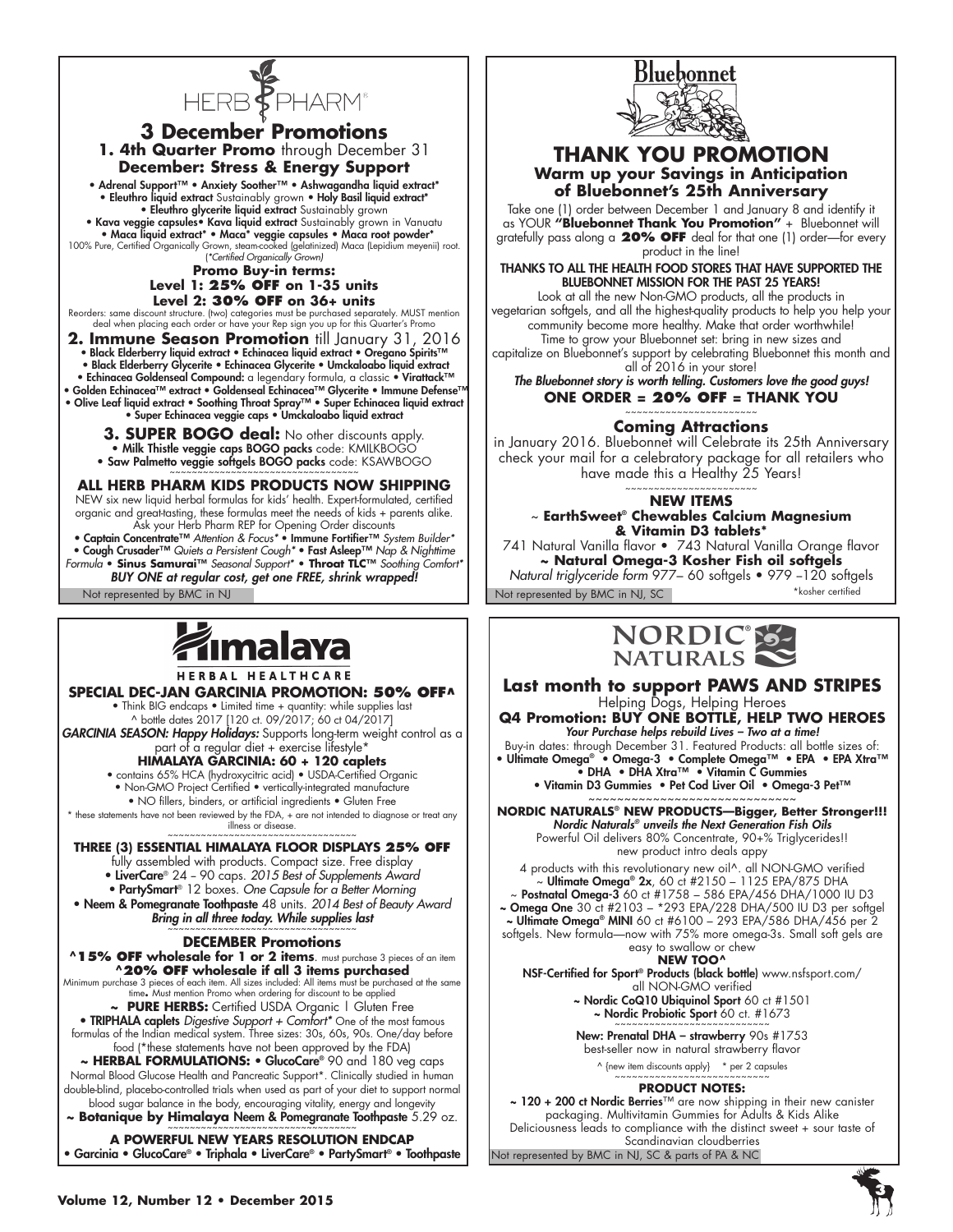# HERB PHARM

## 3 December Promotions

**1. 4th Quarter Promo** through December 31

**December: Stress & Energy Support**

• Adrenal Support™ • Anxiety Soother™ • Ashwagandha liquid extract* • Eleuthro liquid extract Sustainably grown • Holy Basil liquid extract* • Eleuthro glycerite liquid extract Sustainably grown • Kava veggie capsules • Kava liquid extract Sustainably grown in Vanuatu • Maca liquid extract* • Maca* veggie capsules • Maca root powder*

100% Pure, Certified Organically Grown, steam-cooked (gelatinized) Maca (Lepidium meyenii) root. (*Certified Organically Grown)

**Promo Buy-in terms:**
**Level 1: 25% OFF on 1-35 units**
**Level 2: 30% OFF on 36+ units**

Reorders: same discount structure. (two) categories must be purchased separately. MUST mention deal when placing each order or have your Rep sign you up for this Quarter's Promo

**2. Immune Season Promotion** till January 31, 2016

• Black Elderberry liquid extract • Echinacea liquid extract • Oregano Spirits™ • Black Elderberry Glycerite • Echinacea Glycerite • Umckaloabo liquid extract • Echinacea Goldenseal Compound: a legendary formula, a classic • Virattack™ • Golden Echinacea™ extract • Goldenseal Echinacea™ Glycerite • Immune Defense™ • Olive Leaf liquid extract • Soothing Throat Spray™ • Super Echinacea liquid extract • Super Echinacea veggie caps • Umckaloabo liquid extract

**3. SUPER BOGO deal:** No other discounts apply.
• Milk Thistle veggie caps BOGO packs code: KMILKBOGO
• Saw Palmetto veggie softgels BOGO packs code: KSAWBOGO

**ALL HERB PHARM KIDS PRODUCTS NOW SHIPPING**

NEW six new liquid herbal formulas for kids' health. Expert-formulated, certified organic and great-tasting, these formulas meet the needs of kids + parents alike. Ask your Herb Pharm REP for Opening Order discounts

• Captain Concentrate™ *Attention & Focus** • Immune Fortifier™ *System Builder** • Cough Crusader™ *Quiets a Persistent Cough** • Fast Asleep™ *Nap & Nighttime Formula* • Sinus Samurai™ *Seasonal Support** • Throat TLC™ *Soothing Comfort**

***BUY ONE at regular cost, get one FREE, shrink wrapped!***

Not represented by BMC in NJ

# Bluebonnet

## THANK YOU PROMOTION

**Warm up your Savings in Anticipation of Bluebonnet's 25th Anniversary**

Take one (1) order between December 1 and January 8 and identify it as YOUR **"Bluebonnet Thank You Promotion"** + Bluebonnet will gratefully pass along a **20% OFF** deal for that one (1) order—for every product in the line!

**THANKS TO ALL THE HEALTH FOOD STORES THAT HAVE SUPPORTED THE BLUEBONNET MISSION FOR THE PAST 25 YEARS!**

Look at all the new Non-GMO products, all the products in vegetarian softgels, and all the highest-quality products to help you help your community become more healthy. Make that order worthwhile! Time to grow your Bluebonnet set: bring in new sizes and capitalize on Bluebonnet's support by celebrating Bluebonnet this month and all of 2016 in your store!

***The Bluebonnet story is worth telling. Customers love the good guys!***

**ONE ORDER = 20% OFF = THANK YOU**

**Coming Attractions**

in January 2016. Bluebonnet will Celebrate its 25th Anniversary check your mail for a celebratory package for all retailers who have made this a Healthy 25 Years!

**NEW ITEMS**

~ **EarthSweet® Chewables Calcium Magnesium & Vitamin D3 tablets***

741 Natural Vanilla flavor • 743 Natural Vanilla Orange flavor

**~ Natural Omega-3 Kosher Fish oil softgels**

*Natural triglyceride form* 977– 60 softgels • 979 –120 softgels

\*kosher certified

Not represented by BMC in NJ, SC

# Himalaya

HERBAL HEALTHCARE

**SPECIAL DEC-JAN GARCINIA PROMOTION: 50% OFF^**

• Think BIG endcaps • Limited time + quantity: while supplies last
^ bottle dates 2017 [120 ct. 09/2017; 60 ct 04/2017]

*GARCINIA SEASON: Happy Holidays:* Supports long-term weight control as a part of a regular diet + exercise lifestyle*

**HIMALAYA GARCINIA: 60 + 120 caplets**

• contains 65% HCA (hydroxycitric acid) • USDA-Certified Organic
• Non-GMO Project Certified • vertically-integrated manufacture
• NO fillers, binders, or artificial ingredients • Gluten Free

\* these statements have not been reviewed by the FDA, + are not intended to diagnose or treat any illness or disease.

**THREE (3) ESSENTIAL HIMALAYA FLOOR DISPLAYS 25% OFF**

fully assembled with products. Compact size. Free display

• LiverCare® 24 – 90 caps. *2015 Best of Supplements Award*
• PartySmart® 12 boxes. *One Capsule for a Better Morning*
• Neem & Pomegranate Toothpaste 48 units. *2014 Best of Beauty Award*

***Bring in all three today. While supplies last***

**DECEMBER Promotions**

**^15% OFF wholesale for 1 or 2 items**. must purchase 3 pieces of an item
**^20% OFF wholesale if all 3 items purchased**

Minimum purchase 3 pieces of each item. All sizes included: All items must be purchased at the same time. Must mention Promo when ordering for discount to be applied

~ **PURE HERBS:** Certified USDA Organic | Gluten Free

• TRIPHALA caplets *Digestive Support + Comfort** One of the most famous formulas of the Indian medical system. Three sizes: 30s, 60s, 90s. One/day before food (*these statements have not been approved by the FDA)

~ **HERBAL FORMULATIONS:** • GlucoCare® 90 and 180 veg caps

Normal Blood Glucose Health and Pancreatic Support*. Clinically studied in human double-blind, placebo-controlled trials when used as part of your diet to support normal blood sugar balance in the body, encouraging vitality, energy and longevity

~ **Botanique by Himalaya** Neem & Pomegranate Toothpaste 5.29 oz.

**A POWERFUL NEW YEARS RESOLUTION ENDCAP**

• Garcinia • GlucoCare® • Triphala • LiverCare® • PartySmart® • Toothpaste

# NORDIC NATURALS

## Last month to support PAWS AND STRIPES

Helping Dogs, Helping Heroes

**Q4 Promotion: BUY ONE BOTTLE, HELP TWO HEROES**

***Your Purchase helps rebuild Lives – Two at a time!***

Buy-in dates: through December 31. Featured Products: all bottle sizes of:

• Ultimate Omega® • Omega-3 • Complete Omega™ • EPA • EPA Xtra™ • DHA • DHA Xtra™ • Vitamin C Gummies • Vitamin D3 Gummies • Pet Cod Liver Oil • Omega-3 Pet™

**NORDIC NATURALS® NEW PRODUCTS—Bigger, Better Stronger!!!**

*Nordic Naturals® unveils the Next Generation Fish Oils*

Powerful Oil delivers 80% Concentrate, 90+% Triglycerides!! new product intro deals appy

4 products with this revolutionary new oil^. all NON-GMO verified

~ **Ultimate Omega® 2x**, 60 ct #2150 – 1125 EPA/875 DHA
~ **Postnatal Omega-3** 60 ct #1758 – 586 EPA/456 DHA/1000 IU D3
~ **Omega One** 30 ct #2103 – *293 EPA/228 DHA/500 IU D3 per softgel
~ **Ultimate Omega® MINI** 60 ct #6100 – 293 EPA/586 DHA/456 per 2 softgels. New formula—now with 75% more omega-3s. Small soft gels are easy to swallow or chew

**NEW TOO^**

**NSF-Certified for Sport® Products (black bottle)** www.nsfsport.com/ all NON-GMO verified

~ **Nordic CoQ10 Ubiquinol Sport** 60 ct #1501
~ **Nordic Probiotic Sport** 60 ct. #1673

**New: Prenatal DHA – strawberry** 90s #1753
best-seller now in natural strawberry flavor

^ (new item discounts apply) * per 2 capsules

**PRODUCT NOTES:**

~ **120 + 200 ct Nordic Berries**™ are now shipping in their new canister packaging. Multivitamin Gummies for Adults & Kids Alike Deliciousness leads to compliance with the distinct sweet + sour taste of Scandinavian cloudberries

Not represented by BMC in NJ, SC & parts of PA & NC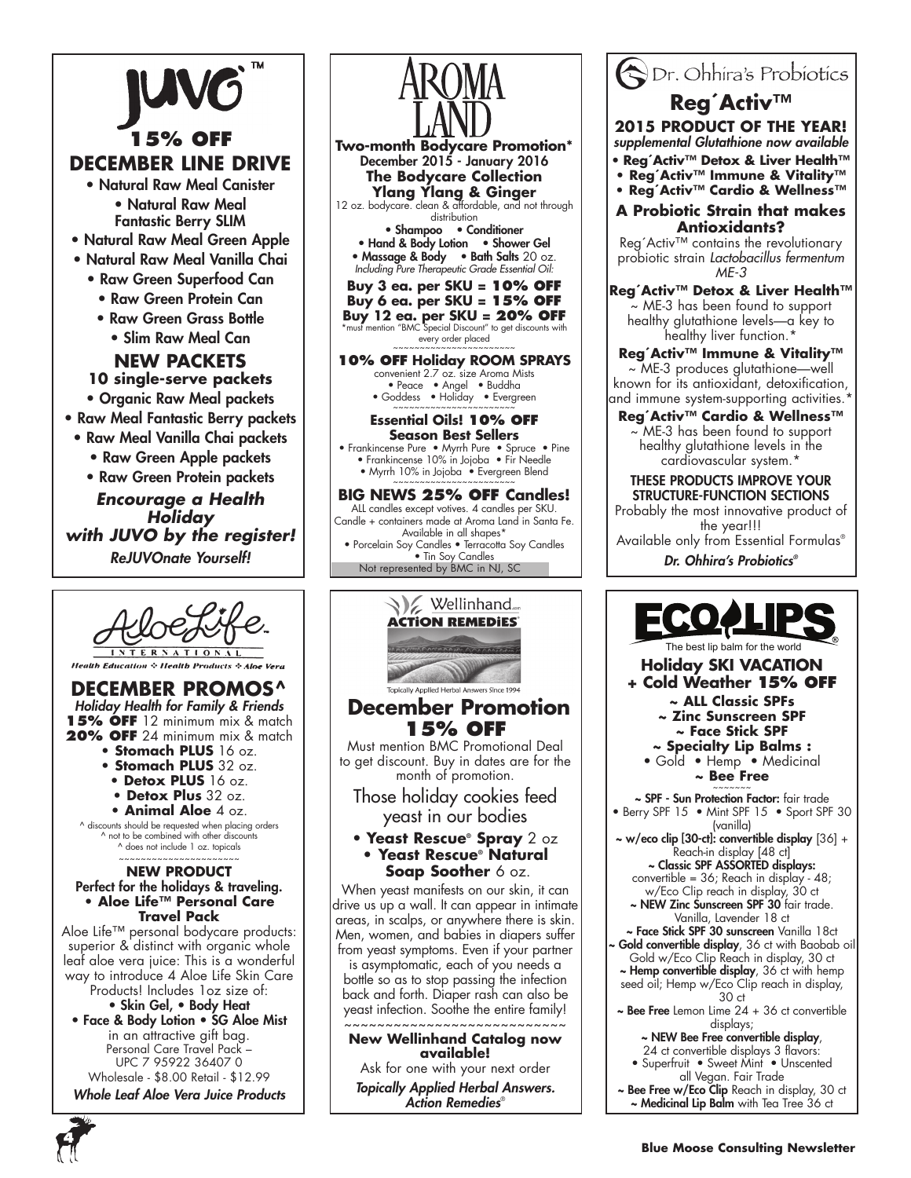# JUVO™

## 15% OFF

## DECEMBER LINE DRIVE

- Natural Raw Meal Canister
- Natural Raw Meal Fantastic Berry SLIM
- Natural Raw Meal Green Apple
- Natural Raw Meal Vanilla Chai
- Raw Green Superfood Can
- Raw Green Protein Can
- Raw Green Grass Bottle
- Slim Raw Meal Can

### NEW PACKETS

**10 single-serve packets**

- Organic Raw Meal packets
- Raw Meal Fantastic Berry packets
- Raw Meal Vanilla Chai packets
- Raw Green Apple packets
- Raw Green Protein packets

***Encourage a Health Holiday with JUVO by the register!***

*ReJUVOnate Yourself!*

---

# AROMA LAND

**Two-month Bodycare Promotion***
December 2015 - January 2016

**The Bodycare Collection**
**Ylang Ylang & Ginger**
12 oz. bodycare. clean & affordable, and not through distribution

- **Shampoo** • **Conditioner**
- **Hand & Body Lotion** • **Shower Gel**
- **Massage & Body** • **Bath Salts** 20 oz.

*Including Pure Therapeutic Grade Essential Oil:*

**Buy 3 ea. per SKU = 10% OFF**
**Buy 6 ea. per SKU = 15% OFF**
**Buy 12 ea. per SKU = 20% OFF**
*must mention "BMC Special Discount" to get discounts with every order placed

~~~~~~~~~~~~~~~~~~~~~~

**10% OFF Holiday ROOM SPRAYS**
convenient 2.7 oz. size Aroma Mists
• Peace • Angel • Buddha
• Goddess • Holiday • Evergreen

~~~~~~~~~~~~~~~~~~~~~~

**Essential Oils! 10% OFF**
**Season Best Sellers**
• Frankincense Pure • Myrrh Pure • Spruce • Pine
• Frankincense 10% in Jojoba • Fir Needle
• Myrrh 10% in Jojoba • Evergreen Blend

~~~~~~~~~~~~~~~~~~~~~~

**BIG NEWS 25% OFF Candles!**
ALL candles except votives. 4 candles per SKU.
Candle + containers made at Aroma Land in Santa Fe.
Available in all shapes*
• Porcelain Soy Candles • Terracotta Soy Candles
• Tin Soy Candles

Not represented by BMC in NJ, SC

---

# Dr. Ohhira's Probiotics

## Reg´Activ™

**2015 PRODUCT OF THE YEAR!**
*supplemental Glutathione now available*

- **Reg´Activ™ Detox & Liver Health™**
- **Reg´Activ™ Immune & Vitality™**
- **Reg´Activ™ Cardio & Wellness™**

### A Probiotic Strain that makes Antioxidants?

Reg´Activ™ contains the revolutionary probiotic strain *Lactobacillus fermentum ME-3*

**Reg´Activ™ Detox & Liver Health™**
~ ME-3 has been found to support healthy glutathione levels—a key to healthy liver function.*

**Reg´Activ™ Immune & Vitality™**
~ ME-3 produces glutathione—well known for its antioxidant, detoxification, and immune system-supporting activities.*

**Reg´Activ™ Cardio & Wellness™**
~ ME-3 has been found to support healthy glutathione levels in the cardiovascular system.*

**THESE PRODUCTS IMPROVE YOUR STRUCTURE-FUNCTION SECTIONS**

Probably the most innovative product of the year!!!

Available only from Essential Formulas®

*Dr. Ohhira's Probiotics®*

---

# AloeLife™ INTERNATIONAL

*Health Education ❖ Health Products ❖ Aloe Vera*

## DECEMBER PROMOS^

*Holiday Health for Family & Friends*

**15% OFF** 12 minimum mix & match
**20% OFF** 24 minimum mix & match

- **Stomach PLUS** 16 oz.
- **Stomach PLUS** 32 oz.
- **Detox PLUS** 16 oz.
- **Detox Plus** 32 oz.
- **Animal Aloe** 4 oz.

^ discounts should be requested when placing orders
^ not to be combined with other discounts
^ does not include 1 oz. topicals

~~~~~~~~~~~~~~~~~~~~~~

### NEW PRODUCT

**Perfect for the holidays & traveling.**
**• Aloe Life™ Personal Care Travel Pack**

Aloe Life™ personal bodycare products: superior & distinct with organic whole leaf aloe vera juice: This is a wonderful way to introduce 4 Aloe Life Skin Care Products! Includes 1oz size of:

- **Skin Gel**, • **Body Heat**
- **Face & Body Lotion** • **SG Aloe Mist**

in an attractive gift bag.
Personal Care Travel Pack –
UPC 7 95922 36407 0
Wholesale - $8.00 Retail - $12.99

*Whole Leaf Aloe Vera Juice Products*

---

# Wellinhand ACTION REMEDIES®

Topically Applied Herbal Answers Since 1994

## December Promotion 15% OFF

Must mention BMC Promotional Deal to get discount. Buy in dates are for the month of promotion.

Those holiday cookies feed yeast in our bodies

- **Yeast Rescue® Spray** 2 oz
- **Yeast Rescue® Natural Soap Soother** 6 oz.

When yeast manifests on our skin, it can drive us up a wall. It can appear in intimate areas, in scalps, or anywhere there is skin. Men, women, and babies in diapers suffer from yeast symptoms. Even if your partner is asymptomatic, each of you needs a bottle so as to stop passing the infection back and forth. Diaper rash can also be yeast infection. Soothe the entire family!

~~~~~~~~~~~~~~~~~~~~~~~~~~~

**New Wellinhand Catalog now available!**

Ask for one with your next order

***Topically Applied Herbal Answers. Action Remedies®***

---

# ECOLIPS®

The best lip balm for the world

**Holiday SKI VACATION + Cold Weather 15% OFF**

**~ ALL Classic SPFs**
**~ Zinc Sunscreen SPF**
**~ Face Stick SPF**
**~ Specialty Lip Balms :**
• Gold • Hemp • Medicinal
**~ Bee Free**

~~~~~~~

**~ SPF - Sun Protection Factor:** fair trade
• Berry SPF 15 • Mint SPF 15 • Sport SPF 30 (vanilla)

**~ w/eco clip [30-ct]: convertible display** [36] + Reach-in display [48 ct]

**~ Classic SPF ASSORTED displays:**
convertible = 36; Reach in display - 48; w/Eco Clip reach in display, 30 ct

**~ NEW Zinc Sunscreen SPF 30** fair trade. Vanilla, Lavender 18 ct

**~ Face Stick SPF 30 sunscreen** Vanilla 18ct

**~ Gold convertible display**, 36 ct with Baobab oil Gold w/Eco Clip Reach in display, 30 ct

**~ Hemp convertible display**, 36 ct with hemp seed oil; Hemp w/Eco Clip reach in display, 30 ct

**~ Bee Free** Lemon Lime 24 + 36 ct convertible displays;

**~ NEW Bee Free convertible display**, 24 ct convertible displays 3 flavors:
• Superfruit • Sweet Mint • Unscented
all Vegan. Fair Trade

**~ Bee Free w/Eco Clip** Reach in display, 30 ct

**~ Medicinal Lip Balm** with Tea Tree 36 ct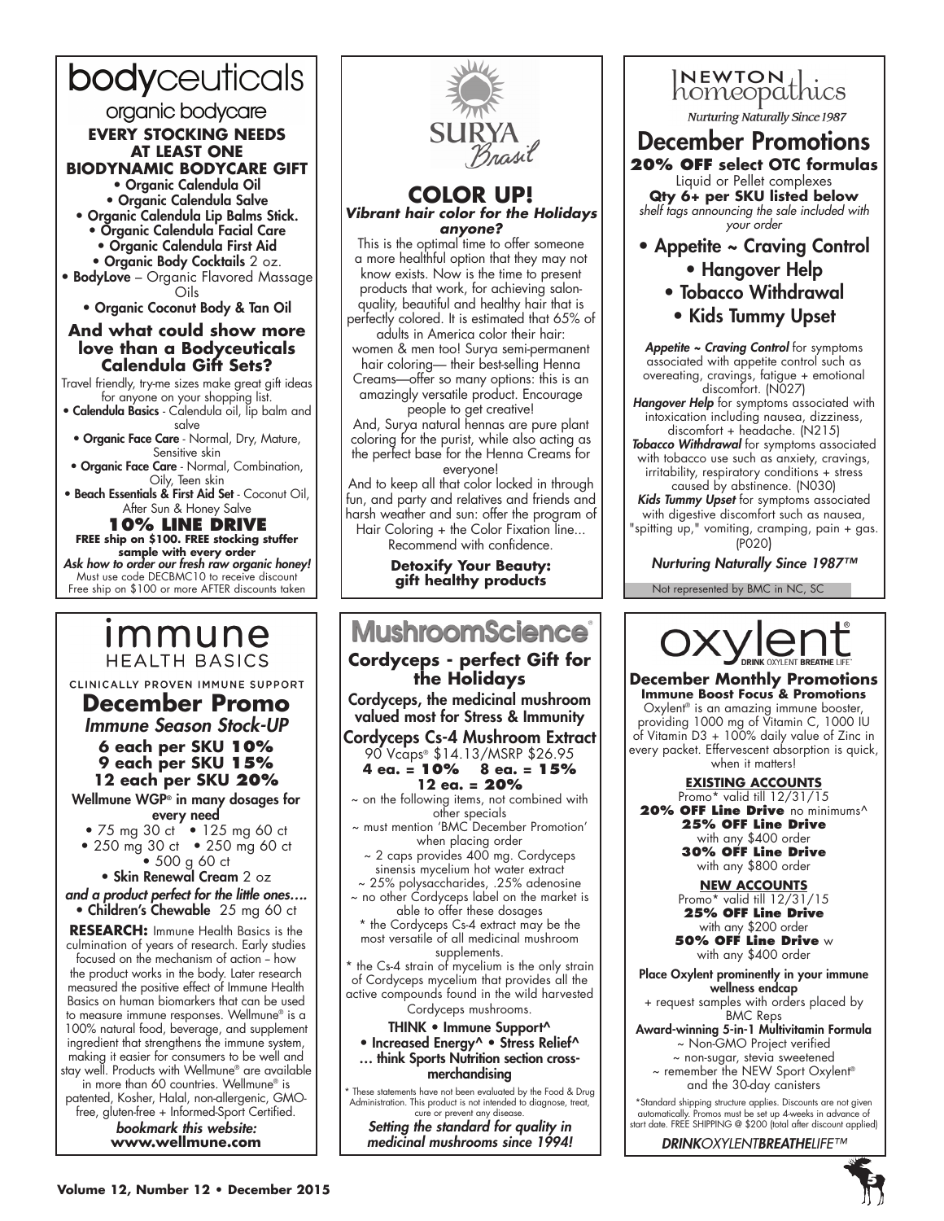# bodyceuticals

organic bodycare

**EVERY STOCKING NEEDS AT LEAST ONE BIODYNAMIC BODYCARE GIFT**

- **Organic Calendula Oil**
- **Organic Calendula Salve**
- **Organic Calendula Lip Balms Stick.**
- **Organic Calendula Facial Care**
- **Organic Calendula First Aid**
- **Organic Body Cocktails** 2 oz.
- **BodyLove** – Organic Flavored Massage Oils
- **Organic Coconut Body & Tan Oil**

**And what could show more love than a Bodyceuticals Calendula Gift Sets?**

Travel friendly, try-me sizes make great gift ideas for anyone on your shopping list.

- **Calendula Basics** - Calendula oil, lip balm and salve
- **Organic Face Care** - Normal, Dry, Mature, Sensitive skin
- **Organic Face Care** - Normal, Combination, Oily, Teen skin
- **Beach Essentials & First Aid Set** - Coconut Oil, After Sun & Honey Salve

**10% LINE DRIVE**

**FREE ship on $100. FREE stocking stuffer sample with every order**

***Ask how to order our fresh raw organic honey!***

Must use code DECBMC10 to receive discount
Free ship on $100 or more AFTER discounts taken

# SURYA Brasil

## COLOR UP!

***Vibrant hair color for the Holidays anyone?***

This is the optimal time to offer someone a more healthful option that they may not know exists. Now is the time to present products that work, for achieving salon-quality, beautiful and healthy hair that is perfectly colored. It is estimated that 65% of adults in America color their hair: women & men too! Surya semi-permanent hair coloring— their best-selling Henna Creams—offer so many options: this is an amazingly versatile product. Encourage people to get creative!

And, Surya natural hennas are pure plant coloring for the purist, while also acting as the perfect base for the Henna Creams for everyone!

And to keep all that color locked in through fun, and party and relatives and friends and harsh weather and sun: offer the program of Hair Coloring + the Color Fixation line... Recommend with confidence.

**Detoxify Your Beauty: gift healthy products**

# NEWTON homeopathics

*Nurturing Naturally Since 1987*

## December Promotions

**20% OFF select OTC formulas**

Liquid or Pellet complexes

**Qty 6+ per SKU listed below**

*shelf tags announcing the sale included with your order*

- Appetite ~ Craving Control
- Hangover Help
- Tobacco Withdrawal
- Kids Tummy Upset

***Appetite ~ Craving Control*** for symptoms associated with appetite control such as overeating, cravings, fatigue + emotional discomfort. (N027)

***Hangover Help*** for symptoms associated with intoxication including nausea, dizziness, discomfort + headache. (N215)

***Tobacco Withdrawal*** for symptoms associated with tobacco use such as anxiety, cravings, irritability, respiratory conditions + stress caused by abstinence. (N030)

***Kids Tummy Upset*** for symptoms associated with digestive discomfort such as nausea, "spitting up," vomiting, cramping, pain + gas. (P020)

*Nurturing Naturally Since 1987™*

Not represented by BMC in NC, SC

# immune HEALTH BASICS

CLINICALLY PROVEN IMMUNE SUPPORT

## December Promo

*Immune Season Stock-UP*

**6 each per SKU 10%**
**9 each per SKU 15%**
**12 each per SKU 20%**

**Wellmune WGP® in many dosages for every need**

- 75 mg 30 ct • 125 mg 60 ct
- 250 mg 30 ct • 250 mg 60 ct
- 500 g 60 ct
- **Skin Renewal Cream** 2 oz

***and a product perfect for the little ones….***

- **Children's Chewable** 25 mg 60 ct

**RESEARCH:** Immune Health Basics is the culmination of years of research. Early studies focused on the mechanism of action – how the product works in the body. Later research measured the positive effect of Immune Health Basics on human biomarkers that can be used to measure immune responses. Wellmune® is a 100% natural food, beverage, and supplement ingredient that strengthens the immune system, making it easier for consumers to be well and stay well. Products with Wellmune® are available in more than 60 countries. Wellmune® is patented, Kosher, Halal, non-allergenic, GMO-free, gluten-free + Informed-Sport Certified.

***bookmark this website:***
**www.wellmune.com**

# MushroomScience®

## Cordyceps - perfect Gift for the Holidays

**Cordyceps, the medicinal mushroom valued most for Stress & Immunity**

**Cordyceps Cs-4 Mushroom Extract**

90 Vcaps® $14.13/MSRP $26.95

**4 ea. = 10%   8 ea. = 15%**
**12 ea. = 20%**

~ on the following items, not combined with other specials
~ must mention 'BMC December Promotion' when placing order
~ 2 caps provides 400 mg. Cordyceps sinensis mycelium hot water extract
~ 25% polysaccharides, .25% adenosine
~ no other Cordyceps label on the market is able to offer these dosages
* the Cordyceps Cs-4 extract may be the most versatile of all medicinal mushroom supplements.
* the Cs-4 strain of mycelium is the only strain of Cordyceps mycelium that provides all the active compounds found in the wild harvested Cordyceps mushrooms.

**THINK • Immune Support^ • Increased Energy^ • Stress Relief^ … think Sports Nutrition section cross-merchandising**

* These statements have not been evaluated by the Food & Drug Administration. This product is not intended to diagnose, treat, cure or prevent any disease.

***Setting the standard for quality in medicinal mushrooms since 1994!***

# oxylent®

DRINK OXYLENT BREATHE LIFE™

## December Monthly Promotions

**Immune Boost Focus & Promotions**

Oxylent® is an amazing immune booster, providing 1000 mg of Vitamin C, 1000 IU of Vitamin D3 + 100% daily value of Zinc in every packet. Effervescent absorption is quick, when it matters!

**EXISTING ACCOUNTS**

Promo* valid till 12/31/15

**20% OFF Line Drive** no minimums^
**25% OFF Line Drive** with any $400 order
**30% OFF Line Drive** with any $800 order

**NEW ACCOUNTS**

Promo* valid till 12/31/15

**25% OFF Line Drive** with any $200 order
**50% OFF Line Drive** w with any $400 order

**Place Oxylent prominently in your immune wellness endcap**

+ request samples with orders placed by BMC Reps

**Award-winning 5-in-1 Multivitamin Formula**

~ Non-GMO Project verified
~ non-sugar, stevia sweetened
~ remember the NEW Sport Oxylent® and the 30-day canisters

*Standard shipping structure applies. Discounts are not given automatically. Promos must be set up 4-weeks in advance of start date. FREE SHIPPING @ $200 (total after discount applied)

***DRINK****OXYLENT****BREATHE****LIFE™*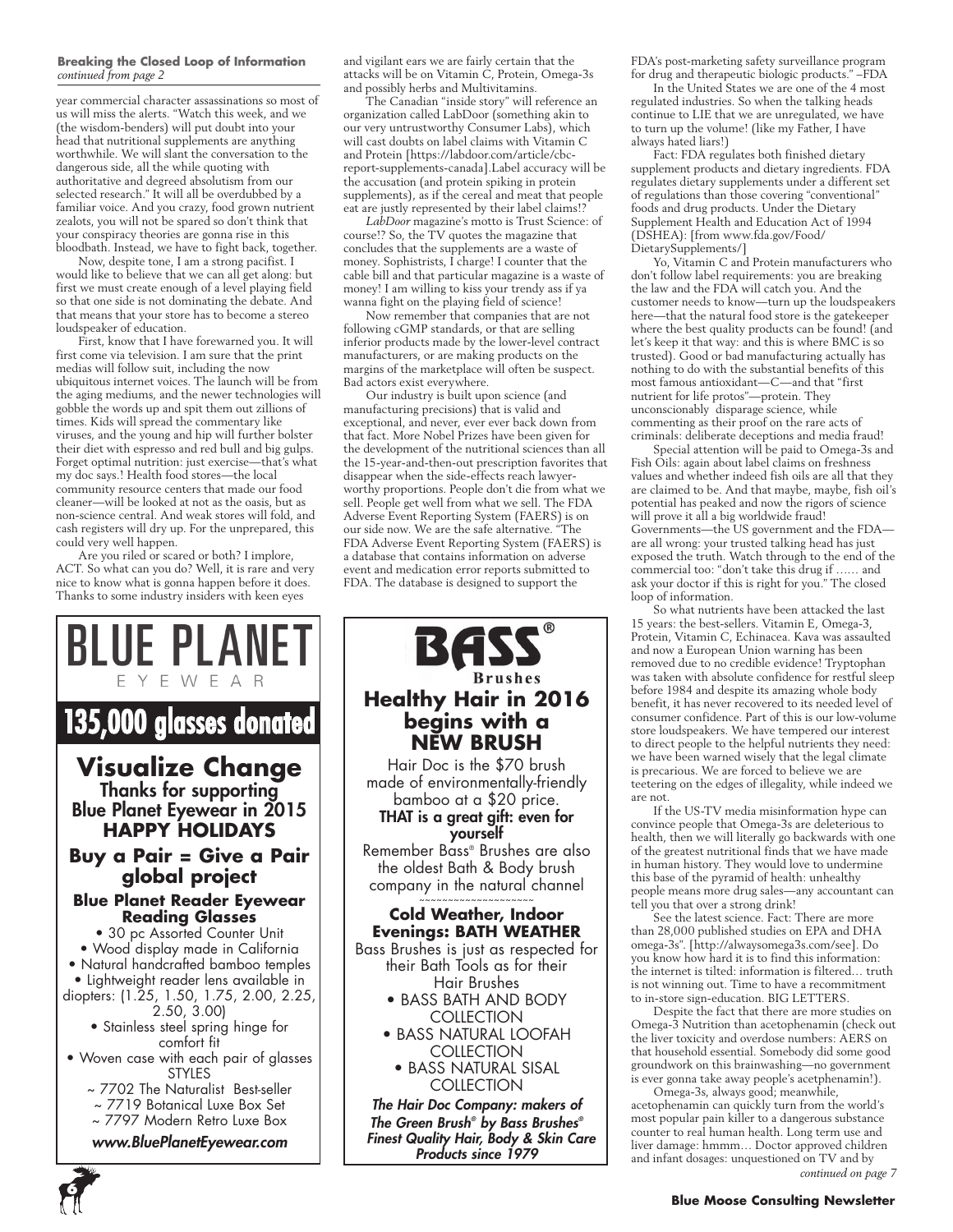**Breaking the Closed Loop of Information**
*continued from page 2*

year commercial character assassinations so most of us will miss the alerts. "Watch this week, and we (the wisdom-benders) will put doubt into your head that nutritional supplements are anything worthwhile. We will slant the conversation to the dangerous side, all the while quoting with authoritative and degreed absolutism from our selected research." It will all be overdubbed by a familiar voice. And you crazy, food grown nutrient zealots, you will not be spared so don't think that your conspiracy theories are gonna rise in this bloodbath. Instead, we have to fight back, together.

Now, despite tone, I am a strong pacifist. I would like to believe that we can all get along: but first we must create enough of a level playing field so that one side is not dominating the debate. And that means that your store has to become a stereo loudspeaker of education.

First, know that I have forewarned you. It will first come via television. I am sure that the print medias will follow suit, including the now ubiquitous internet voices. The launch will be from the aging mediums, and the newer technologies will gobble the words up and spit them out zillions of times. Kids will spread the commentary like viruses, and the young and hip will further bolster their diet with espresso and red bull and big gulps. Forget optimal nutrition: just exercise—that's what my doc says.! Health food stores—the local community resource centers that made our food cleaner—will be looked at not as the oasis, but as non-science central. And weak stores will fold, and cash registers will dry up. For the unprepared, this could very well happen.

Are you riled or scared or both? I implore, ACT. So what can you do? Well, it is rare and very nice to know what is gonna happen before it does. Thanks to some industry insiders with keen eyes and vigilant ears we are fairly certain that the attacks will be on Vitamin C, Protein, Omega-3s and possibly herbs and Multivitamins.

The Canadian "inside story" will reference an organization called LabDoor (something akin to our very untrustworthy Consumer Labs), which will cast doubts on label claims with Vitamin C and Protein [https://labdoor.com/article/cbc-report-supplements-canada].Label accuracy will be the accusation (and protein spiking in protein supplements), as if the cereal and meat that people eat are justly represented by their label claims!?

*LabDoor* magazine's motto is Trust Science: of course!? So, the TV quotes the magazine that concludes that the supplements are a waste of money. Sophistrists, I charge! I counter that the cable bill and that particular magazine is a waste of money! I am willing to kiss your trendy ass if ya wanna fight on the playing field of science!

Now remember that companies that are not following cGMP standards, or that are selling inferior products made by the lower-level contract manufacturers, or are making products on the margins of the marketplace will often be suspect. Bad actors exist everywhere.

Our industry is built upon science (and manufacturing precisions) that is valid and exceptional, and never, ever ever back down from that fact. More Nobel Prizes have been given for the development of the nutritional sciences than all the 15-year-and-then-out prescription favorites that disappear when the side-effects reach lawyer-worthy proportions. People don't die from what we sell. People get well from what we sell. The FDA Adverse Event Reporting System (FAERS) is on our side now. We are the safe alternative. "The FDA Adverse Event Reporting System (FAERS) is a database that contains information on adverse event and medication error reports submitted to FDA. The database is designed to support the FDA's post-marketing safety surveillance program for drug and therapeutic biologic products." –FDA

In the United States we are one of the 4 most regulated industries. So when the talking heads continue to LIE that we are unregulated, we have to turn up the volume! (like my Father, I have always hated liars!)

Fact: FDA regulates both finished dietary supplement products and dietary ingredients. FDA regulates dietary supplements under a different set of regulations than those covering "conventional" foods and drug products. Under the Dietary Supplement Health and Education Act of 1994 (DSHEA): [from www.fda.gov/Food/DietarySupplements/]

Yo, Vitamin C and Protein manufacturers who don't follow label requirements: you are breaking the law and the FDA will catch you. And the customer needs to know—turn up the loudspeakers here—that the natural food store is the gatekeeper where the best quality products can be found! (and let's keep it that way: and this is where BMC is so trusted). Good or bad manufacturing actually has nothing to do with the substantial benefits of this most famous antioxidant—C—and that "first nutrient for life protos"—protein. They unconscionably disparage science, while commenting as their proof on the rare acts of criminals: deliberate deceptions and media fraud!

Special attention will be paid to Omega-3s and Fish Oils: again about label claims on freshness values and whether indeed fish oils are all that they are claimed to be. And that maybe, maybe, fish oil's potential has peaked and now the rigors of science will prove it all a big worldwide fraud! Governments—the US government and the FDA—are all wrong: your trusted talking head has just exposed the truth. Watch through to the end of the commercial too: "don't take this drug if …… and ask your doctor if this is right for you." The closed loop of information.

So what nutrients have been attacked the last 15 years: the best-sellers. Vitamin E, Omega-3, Protein, Vitamin C, Echinacea. Kava was assaulted and now a European Union warning has been removed due to no credible evidence! Tryptophan was taken with absolute confidence for restful sleep before 1984 and despite its amazing whole body benefit, it has never recovered to its needed level of consumer confidence. Part of this is our low-volume store loudspeakers. We have tempered our interest to direct people to the helpful nutrients they need: we have been warned wisely that the legal climate is precarious. We are forced to believe we are teetering on the edges of illegality, while indeed we are not.

If the US-TV media misinformation hype can convince people that Omega-3s are deleterious to health, then we will literally go backwards with one of the greatest nutritional finds that we have made in human history. They would love to undermine this base of the pyramid of health: unhealthy people means more drug sales—any accountant can tell you that over a strong drink!

See the latest science. Fact: There are more than 28,000 published studies on EPA and DHA omega-3s". [http://alwaysomega3s.com/see]. Do you know how hard it is to find this information: the internet is tilted: information is filtered… truth is not winning out. Time to have a recommitment to in-store sign-education. BIG LETTERS.

Despite the fact that there are more studies on Omega-3 Nutrition than acetophenamin (check out the liver toxicity and overdose numbers: AERS on that household essential. Somebody did some good groundwork on this brainwashing—no government is ever gonna take away people's acetphenamin!).

Omega-3s, always good; meanwhile, acetophenamin can quickly turn from the world's most popular pain killer to a dangerous substance counter to real human health. Long term use and liver damage: hmmm… Doctor approved children and infant dosages: unquestioned on TV and by

*continued on page 7*

---

# BLUE PLANET
EYEWEAR

## 135,000 glasses donated

## Visualize Change

**Thanks for supporting Blue Planet Eyewear in 2015**

**HAPPY HOLIDAYS**

## Buy a Pair = Give a Pair global project

### Blue Planet Reader Eyewear Reading Glasses

- 30 pc Assorted Counter Unit
- Wood display made in California
- Natural handcrafted bamboo temples
- Lightweight reader lens available in diopters: (1.25, 1.50, 1.75, 2.00, 2.25, 2.50, 3.00)
- Stainless steel spring hinge for comfort fit
- Woven case with each pair of glasses

STYLES

~ 7702 The Naturalist Best-seller
~ 7719 Botanical Luxe Box Set
~ 7797 Modern Retro Luxe Box

***www.BluePlanetEyewear.com***

---

# BASS®
**Brushes**

## Healthy Hair in 2016 begins with a NEW BRUSH

Hair Doc is the $70 brush made of environmentally-friendly bamboo at a $20 price.

**THAT is a great gift: even for yourself**

Remember Bass® Brushes are also the oldest Bath & Body brush company in the natural channel

### Cold Weather, Indoor Evenings: BATH WEATHER

Bass Brushes is just as respected for their Bath Tools as for their Hair Brushes

- BASS BATH AND BODY COLLECTION
- BASS NATURAL LOOFAH COLLECTION
- BASS NATURAL SISAL COLLECTION

***The Hair Doc Company: makers of The Green Brush® by Bass Brushes® Finest Quality Hair, Body & Skin Care Products since 1979***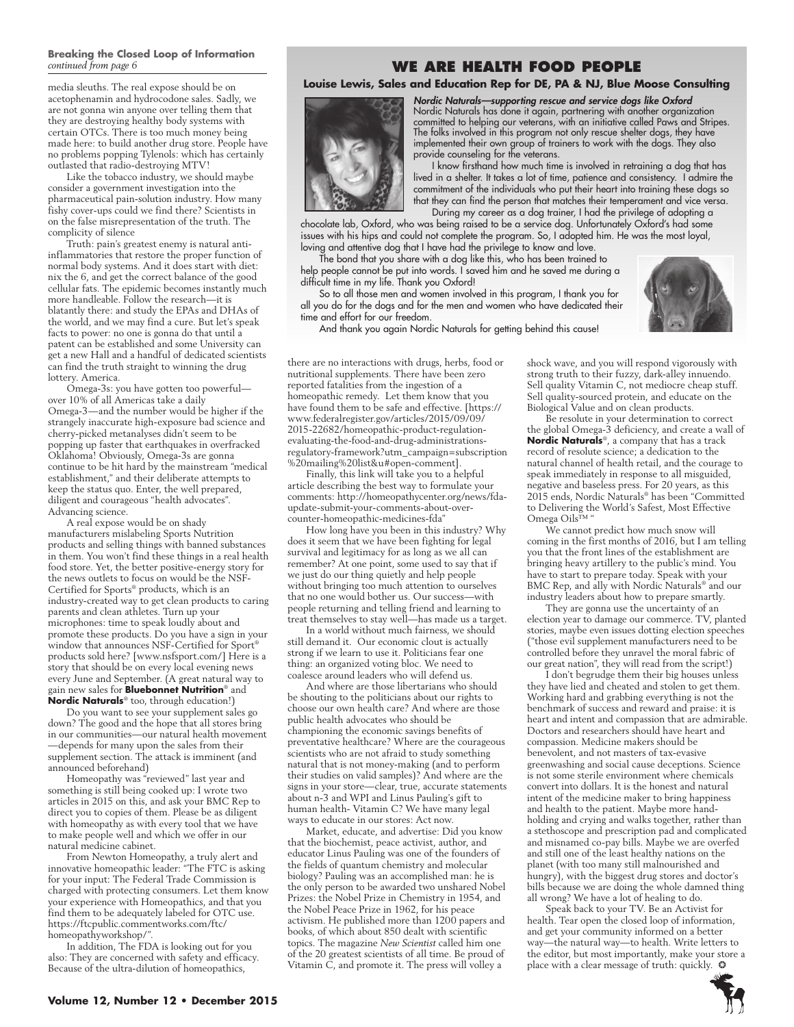**Breaking the Closed Loop of Information**
*continued from page 6*

media sleuths. The real expose should be on acetophenamin and hydrocodone sales. Sadly, we are not gonna win anyone over telling them that they are destroying healthy body systems with certain OTCs. There is too much money being made here: to build another drug store. People have no problems popping Tylenols: which has certainly outlasted that radio-destroying MTV!

Like the tobacco industry, we should maybe consider a government investigation into the pharmaceutical pain-solution industry. How many fishy cover-ups could we find there? Scientists in on the false misrepresentation of the truth. The complicity of silence

Truth: pain's greatest enemy is natural anti-inflammatories that restore the proper function of normal body systems. And it does start with diet: nix the 6, and get the correct balance of the good cellular fats. The epidemic becomes instantly much more handleable. Follow the research—it is blatantly there: and study the EPAs and DHAs of the world, and we may find a cure. But let's speak facts to power: no one is gonna do that until a patent can be established and some University can get a new Hall and a handful of dedicated scientists can find the truth straight to winning the drug lottery. America.

Omega-3s: you have gotten too powerful—over 10% of all Americas take a daily Omega-3—and the number would be higher if the strangely inaccurate high-exposure bad science and cherry-picked metanalyses didn't seem to be popping up faster that earthquakes in overfracked Oklahoma! Obviously, Omega-3s are gonna continue to be hit hard by the mainstream "medical establishment," and their deliberate attempts to keep the status quo. Enter, the well prepared, diligent and courageous "health advocates". Advancing science.

A real expose would be on shady manufacturers mislabeling Sports Nutrition products and selling things with banned substances in them. You won't find these things in a real health food store. Yet, the better positive-energy story for the news outlets to focus on would be the NSF-Certified for Sports® products, which is an industry-created way to get clean products to caring parents and clean athletes. Turn up your microphones: time to speak loudly about and promote these products. Do you have a sign in your window that announces NSF-Certified for Sport® products sold here? [www.nsfsport.com/] Here is a story that should be on every local evening news every June and September. (A great natural way to gain new sales for **Bluebonnet Nutrition**® and **Nordic Naturals**® too, through education!)

Do you want to see your supplement sales go down? The good and the hope that all stores bring in our communities—our natural health movement—depends for many upon the sales from their supplement section. The attack is imminent (and announced beforehand)

Homeopathy was "reviewed" last year and something is still being cooked up: I wrote two articles in 2015 on this, and ask your BMC Rep to direct you to copies of them. Please be as diligent with homeopathy as with every tool that we have to make people well and which we offer in our natural medicine cabinet.

From Newton Homeopathy, a truly alert and innovative homeopathic leader: "The FTC is asking for your input: The Federal Trade Commission is charged with protecting consumers. Let them know your experience with Homeopathics, and that you find them to be adequately labeled for OTC use. https://ftcpublic.commentworks.com/ftc/homeopathyworkshop/".

In addition, The FDA is looking out for you also: They are concerned with safety and efficacy. Because of the ultra-dilution of homeopathics, there are no interactions with drugs, herbs, food or nutritional supplements. There have been zero reported fatalities from the ingestion of a homeopathic remedy. Let them know that you have found them to be safe and effective. [https://www.federalregister.gov/articles/2015/09/09/2015-22682/homeopathic-product-regulation-evaluating-the-food-and-drug-administrations-regulatory-framework?utm_campaign=subscription%20mailing%20list&u#open-comment].

Finally, this link will take you to a helpful article describing the best way to formulate your comments: http://homeopathycenter.org/news/fda-update-submit-your-comments-about-over-counter-homeopathic-medicines-fda"

How long have you been in this industry? Why does it seem that we have been fighting for legal survival and legitimacy for as long as we all can remember? At one point, some used to say that if we just do our thing quietly and help people without bringing too much attention to ourselves that no one would bother us. Our success—with people returning and telling friend and learning to treat themselves to stay well—has made us a target.

In a world without much fairness, we should still demand it. Our economic clout is actually strong if we learn to use it. Politicians fear one thing: an organized voting bloc. We need to coalesce around leaders who will defend us.

And where are those libertarians who should be shouting to the politicians about our rights to choose our own health care? And where are those public health advocates who should be championing the economic savings benefits of preventative healthcare? Where are the courageous scientists who are not afraid to study something natural that is not money-making (and to perform their studies on valid samples)? And where are the signs in your store—clear, true, accurate statements about n-3 and WPI and Linus Pauling's gift to human health- Vitamin C? We have many legal ways to educate in our stores: Act now.

Market, educate, and advertise: Did you know that the biochemist, peace activist, author, and educator Linus Pauling was one of the founders of the fields of quantum chemistry and molecular biology? Pauling was an accomplished man: he is the only person to be awarded two unshared Nobel Prizes: the Nobel Prize in Chemistry in 1954, and the Nobel Peace Prize in 1962, for his peace activism. He published more than 1200 papers and books, of which about 850 dealt with scientific topics. The magazine *New Scientist* called him one of the 20 greatest scientists of all time. Be proud of Vitamin C, and promote it. The press will volley a shock wave, and you will respond vigorously with strong truth to their fuzzy, dark-alley innuendo. Sell quality Vitamin C, not mediocre cheap stuff. Sell quality-sourced protein, and educate on the Biological Value and on clean products.

Be resolute in your determination to correct the global Omega-3 deficiency, and create a wall of **Nordic Naturals**®, a company that has a track record of resolute science; a dedication to the natural channel of health retail, and the courage to speak immediately in response to all misguided, negative and baseless press. For 20 years, as this 2015 ends, Nordic Naturals® has been "Committed to Delivering the World's Safest, Most Effective Omega Oils™ "

We cannot predict how much snow will coming in the first months of 2016, but I am telling you that the front lines of the establishment are bringing heavy artillery to the public's mind. You have to start to prepare today. Speak with your BMC Rep, and ally with Nordic Naturals® and our industry leaders about how to prepare smartly.

They are gonna use the uncertainty of an election year to damage our commerce. TV, planted stories, maybe even issues dotting election speeches ("those evil supplement manufacturers need to be controlled before they unravel the moral fabric of our great nation", they will read from the script!)

I don't begrudge them their big houses unless they have lied and cheated and stolen to get them. Working hard and grabbing everything is not the benchmark of success and reward and praise: it is heart and intent and compassion that are admirable. Doctors and researchers should have heart and compassion. Medicine makers should be benevolent, and not masters of tax-evasive greenwashing and social cause deceptions. Science is not some sterile environment where chemicals convert into dollars. It is the honest and natural intent of the medicine maker to bring happiness and health to the patient. Maybe more hand-holding and crying and walks together, rather than a stethoscope and prescription pad and complicated and misnamed co-pay bills. Maybe we are overfed and still one of the least healthy nations on the planet (with too many still malnourished and hungry), with the biggest drug stores and doctor's bills because we are doing the whole damned thing all wrong? We have a lot of healing to do.

Speak back to your TV. Be an Activist for health. Tear open the closed loop of information, and get your community informed on a better way—the natural way—to health. Write letters to the editor, but most importantly, make your store a place with a clear message of truth: quickly. ✪

## WE ARE HEALTH FOOD PEOPLE

**Louise Lewis, Sales and Education Rep for DE, PA & NJ, Blue Moose Consulting**

***Nordic Naturals—supporting rescue and service dogs like Oxford***

Nordic Naturals has done it again, partnering with another organization committed to helping our veterans, with an initiative called Paws and Stripes. The folks involved in this program not only rescue shelter dogs, they have implemented their own group of trainers to work with the dogs. They also provide counseling for the veterans.

I know firsthand how much time is involved in retraining a dog that has lived in a shelter. It takes a lot of time, patience and consistency. I admire the commitment of the individuals who put their heart into training these dogs so that they can find the person that matches their temperament and vice versa.

During my career as a dog trainer, I had the privilege of adopting a chocolate lab, Oxford, who was being raised to be a service dog. Unfortunately Oxford's had some issues with his hips and could not complete the program. So, I adopted him. He was the most loyal, loving and attentive dog that I have had the privilege to know and love.

The bond that you share with a dog like this, who has been trained to help people cannot be put into words. I saved him and he saved me during a difficult time in my life. Thank you Oxford!

So to all those men and women involved in this program, I thank you for all you do for the dogs and for the men and women who have dedicated their time and effort for our freedom.

And thank you again Nordic Naturals for getting behind this cause!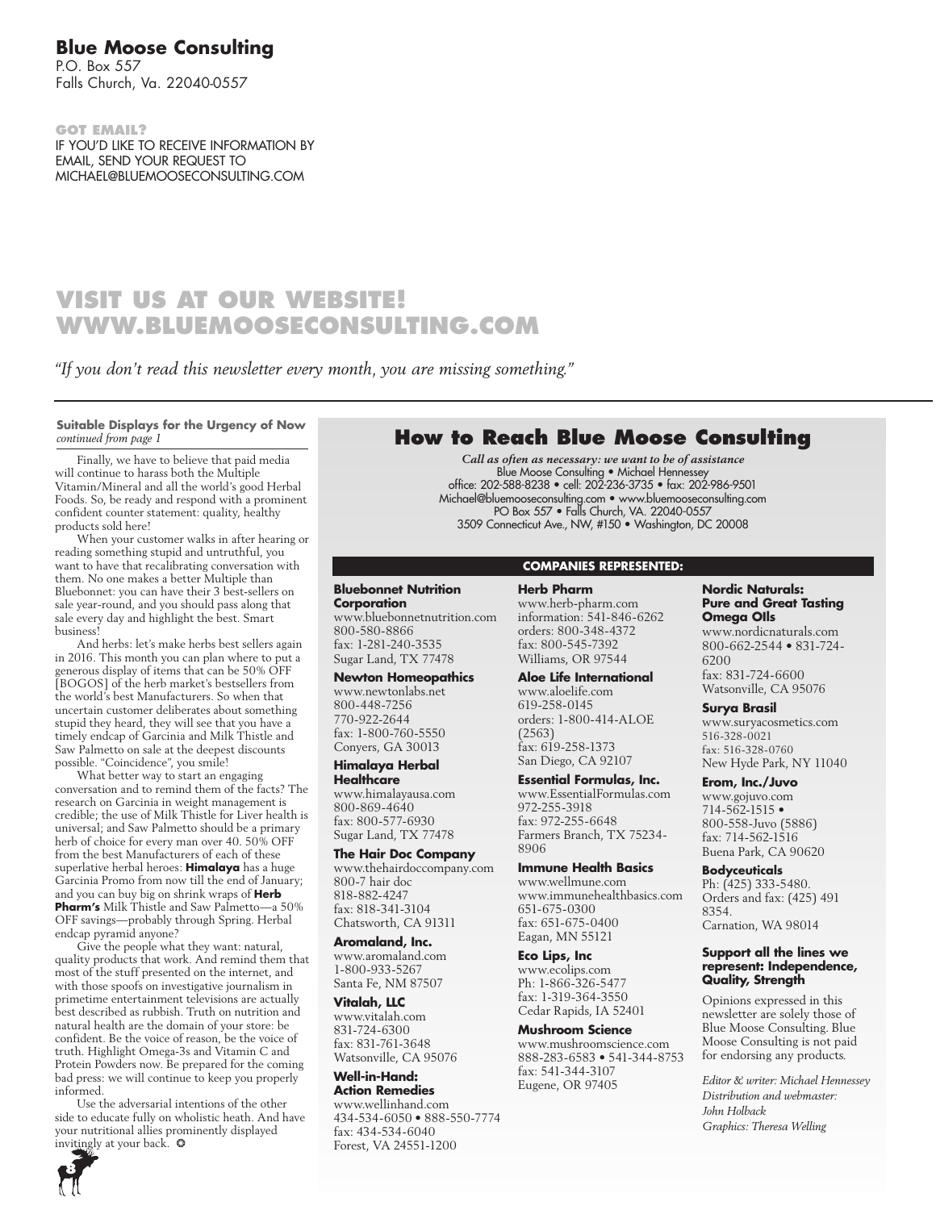## Blue Moose Consulting

P.O. Box 557
Falls Church, Va. 22040-0557

**GOT EMAIL?**

IF YOU'D LIKE TO RECEIVE INFORMATION BY EMAIL, SEND YOUR REQUEST TO MICHAEL@BLUEMOOSECONSULTING.COM

## VISIT US AT OUR WEBSITE! WWW.BLUEMOOSECONSULTING.COM

*"If you don't read this newsletter every month, you are missing something."*

---

**Suitable Displays for the Urgency of Now**
*continued from page 1*

Finally, we have to believe that paid media will continue to harass both the Multiple Vitamin/Mineral and all the world's good Herbal Foods. So, be ready and respond with a prominent confident counter statement: quality, healthy products sold here!

When your customer walks in after hearing or reading something stupid and untruthful, you want to have that recalibrating conversation with them. No one makes a better Multiple than Bluebonnet: you can have their 3 best-sellers on sale year-round, and you should pass along that sale every day and highlight the best. Smart business!

And herbs: let's make herbs best sellers again in 2016. This month you can plan where to put a generous display of items that can be 50% OFF [BOGOS] of the herb market's bestsellers from the world's best Manufacturers. So when that uncertain customer deliberates about something stupid they heard, they will see that you have a timely endcap of Garcinia and Milk Thistle and Saw Palmetto on sale at the deepest discounts possible. "Coincidence", you smile!

What better way to start an engaging conversation and to remind them of the facts? The research on Garcinia in weight management is credible; the use of Milk Thistle for Liver health is universal; and Saw Palmetto should be a primary herb of choice for every man over 40. 50% OFF from the best Manufacturers of each of these superlative herbal heroes: **Himalaya** has a huge Garcinia Promo from now till the end of January; and you can buy big on shrink wraps of **Herb Pharm's** Milk Thistle and Saw Palmetto—a 50% OFF savings—probably through Spring. Herbal endcap pyramid anyone?

Give the people what they want: natural, quality products that work. And remind them that most of the stuff presented on the internet, and with those spoofs on investigative journalism in primetime entertainment televisions are actually best described as rubbish. Truth on nutrition and natural health are the domain of your store: be confident. Be the voice of reason, be the voice of truth. Highlight Omega-3s and Vitamin C and Protein Powders now. Be prepared for the coming bad press: we will continue to keep you properly informed.

Use the adversarial intentions of the other side to educate fully on wholistic heath. And have your nutritional allies prominently displayed invitingly at your back. ✪

## How to Reach Blue Moose Consulting

***Call as often as necessary: we want to be of assistance***
Blue Moose Consulting • Michael Hennessey
office: 202-588-8238 • cell: 202-236-3735 • fax: 202-986-9501
Michael@bluemooseconsulting.com • www.bluemooseconsulting.com
PO Box 557 • Falls Church, VA. 22040-0557
3509 Connecticut Ave., NW, #150 • Washington, DC 20008

### COMPANIES REPRESENTED:

**Bluebonnet Nutrition Corporation**
www.bluebonnetnutrition.com
800-580-8866
fax: 1-281-240-3535
Sugar Land, TX 77478

**Newton Homeopathics**
www.newtonlabs.net
800-448-7256
770-922-2644
fax: 1-800-760-5550
Conyers, GA 30013

**Himalaya Herbal Healthcare**
www.himalayausa.com
800-869-4640
fax: 800-577-6930
Sugar Land, TX 77478

**The Hair Doc Company**
www.thehairdoccompany.com
800-7 hair doc
818-882-4247
fax: 818-341-3104
Chatsworth, CA 91311

**Aromaland, Inc.**
www.aromaland.com
1-800-933-5267
Santa Fe, NM 87507

**Vitalah, LLC**
www.vitalah.com
831-724-6300
fax: 831-761-3648
Watsonville, CA 95076

**Well-in-Hand: Action Remedies**
www.wellinhand.com
434-534-6050 • 888-550-7774
fax: 434-534-6040
Forest, VA 24551-1200

**Herb Pharm**
www.herb-pharm.com
information: 541-846-6262
orders: 800-348-4372
fax: 800-545-7392
Williams, OR 97544

**Aloe Life International**
www.aloelife.com
619-258-0145
orders: 1-800-414-ALOE (2563)
fax: 619-258-1373
San Diego, CA 92107

**Essential Formulas, Inc.**
www.EssentialFormulas.com
972-255-3918
fax: 972-255-6648
Farmers Branch, TX 75234-8906

**Immune Health Basics**
www.wellmune.com
www.immunehealthbasics.com
651-675-0300
fax: 651-675-0400
Eagan, MN 55121

**Eco Lips, Inc**
www.ecolips.com
Ph: 1-866-326-5477
fax: 1-319-364-3550
Cedar Rapids, IA 52401

**Mushroom Science**
www.mushroomscience.com
888-283-6583 • 541-344-8753
fax: 541-344-3107
Eugene, OR 97405

**Nordic Naturals: Pure and Great Tasting Omega OIls**
www.nordicnaturals.com
800-662-2544 • 831-724-6200
fax: 831-724-6600
Watsonville, CA 95076

**Surya Brasil**
www.suryacosmetics.com
516-328-0021
fax: 516-328-0760
New Hyde Park, NY 11040

**Erom, Inc./Juvo**
www.gojuvo.com
714-562-1515 •
800-558-Juvo (5886)
fax: 714-562-1516
Buena Park, CA 90620

**Bodyceuticals**
Ph: (425) 333-5480.
Orders and fax: (425) 491 8354.
Carnation, WA 98014

**Support all the lines we represent: Independence, Quality, Strength**

Opinions expressed in this newsletter are solely those of Blue Moose Consulting. Blue Moose Consulting is not paid for endorsing any products.

*Editor & writer: Michael Hennessey*
*Distribution and webmaster: John Holback*
*Graphics: Theresa Welling*